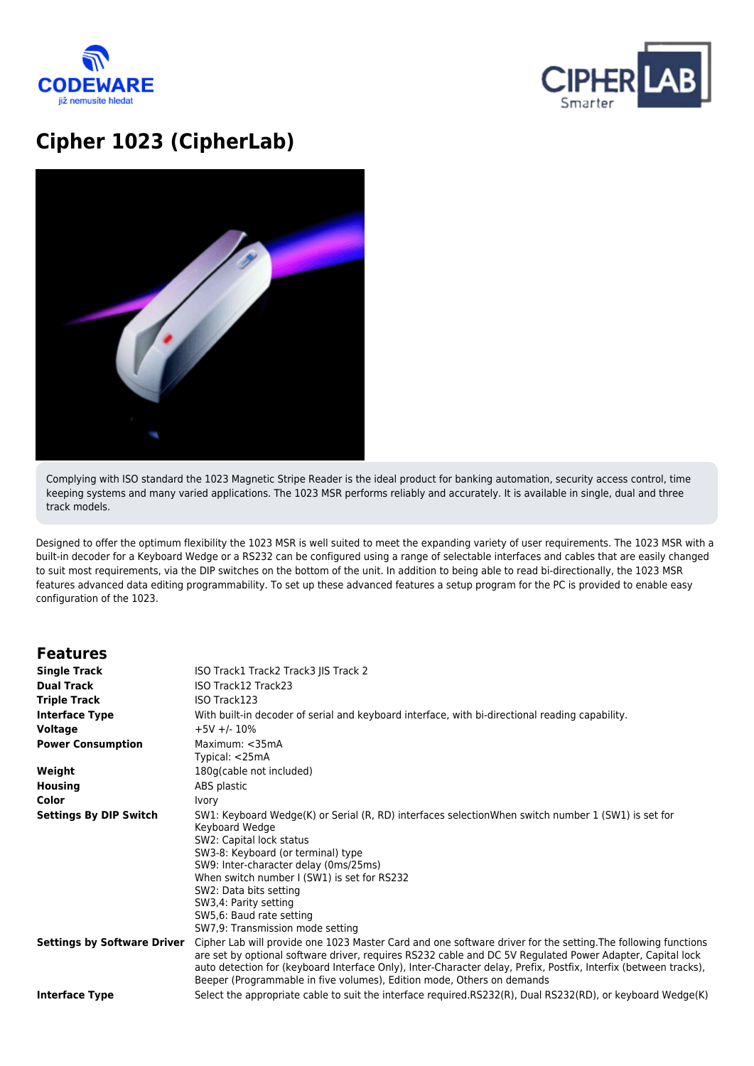# Cipher 1023 (CipherLab)

Complying with ISO standard the 1023 Magnetic Stripe Reader is the ideal product for banking automation, security access control, time keeping systems and many varied applications. The 1023 MSR performs reliably and accurately. It is available in single, dual and three track models.

Designed to offer the optimum flexibility the 1023 MSR is well suited to meet the expanding variety of user requirements. The 1023 MSR with a built-in decoder for a Keyboard Wedge or a RS232 can be configured using a range of selectable interfaces and cables that are easily changed to suit most requirements, via the DIP switches on the bottom of the unit. In addition to being able to read bi-directionally, the 1023 MSR features advanced data editing programmability. To set up these advanced features a setup program for the PC is provided to enable easy configuration of the 1023.

## Features

| | |
|---|---|
| **Single Track** | ISO Track1 Track2 Track3 JIS Track 2 |
| **Dual Track** | ISO Track12 Track23 |
| **Triple Track** | ISO Track123 |
| **Interface Type** | With built-in decoder of serial and keyboard interface, with bi-directional reading capability. |
| **Voltage** | +5V +/- 10% |
| **Power Consumption** | Maximum: <35mA<br>Typical: <25mA |
| **Weight** | 180g(cable not included) |
| **Housing** | ABS plastic |
| **Color** | Ivory |
| **Settings By DIP Switch** | SW1: Keyboard Wedge(K) or Serial (R, RD) interfaces selectionWhen switch number 1 (SW1) is set for Keyboard Wedge<br>SW2: Capital lock status<br>SW3-8: Keyboard (or terminal) type<br>SW9: Inter-character delay (0ms/25ms)<br>When switch number I (SW1) is set for RS232<br>SW2: Data bits setting<br>SW3,4: Parity setting<br>SW5,6: Baud rate setting<br>SW7,9: Transmission mode setting |
| **Settings by Software Driver** | Cipher Lab will provide one 1023 Master Card and one software driver for the setting.The following functions are set by optional software driver, requires RS232 cable and DC 5V Regulated Power Adapter, Capital lock auto detection for (keyboard Interface Only), Inter-Character delay, Prefix, Postfix, Interfix (between tracks), Beeper (Programmable in five volumes), Edition mode, Others on demands |
| **Interface Type** | Select the appropriate cable to suit the interface required.RS232(R), Dual RS232(RD), or keyboard Wedge(K) |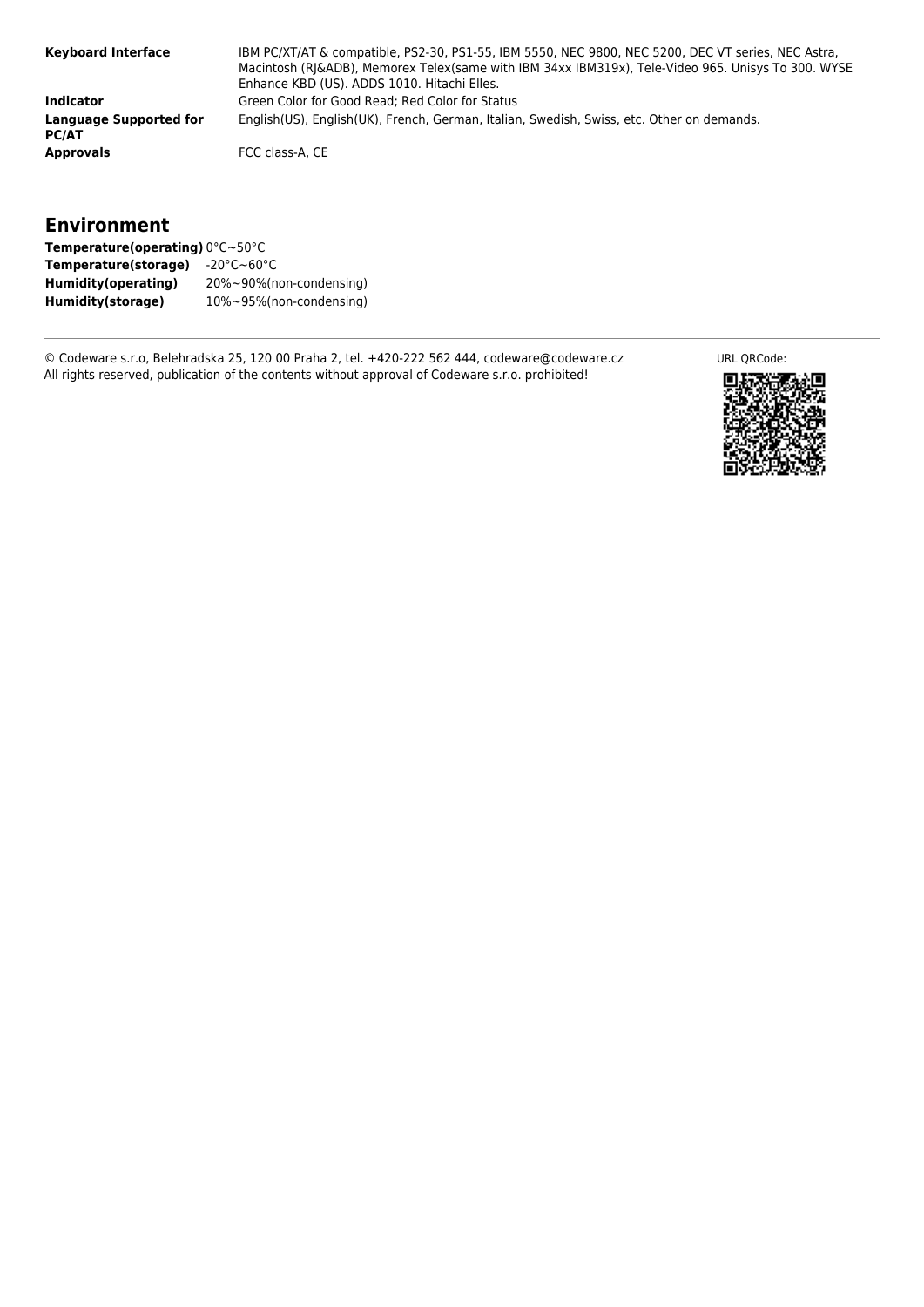| | |
|---|---|
| **Keyboard Interface** | IBM PC/XT/AT & compatible, PS2-30, PS1-55, IBM 5550, NEC 9800, NEC 5200, DEC VT series, NEC Astra, Macintosh (RJ&ADB), Memorex Telex(same with IBM 34xx IBM319x), Tele-Video 965. Unisys To 300. WYSE Enhance KBD (US). ADDS 1010. Hitachi Elles. |
| **Indicator** | Green Color for Good Read; Red Color for Status |
| **Language Supported for PC/AT** | English(US), English(UK), French, German, Italian, Swedish, Swiss, etc. Other on demands. |
| **Approvals** | FCC class-A, CE |

## Environment

| | |
|---|---|
| **Temperature(operating)** | 0°C~50°C |
| **Temperature(storage)** | -20°C~60°C |
| **Humidity(operating)** | 20%~90%(non-condensing) |
| **Humidity(storage)** | 10%~95%(non-condensing) |

---

© Codeware s.r.o, Belehradska 25, 120 00 Praha 2, tel. +420-222 562 444, codeware@codeware.cz
All rights reserved, publication of the contents without approval of Codeware s.r.o. prohibited!

URL QRCode: